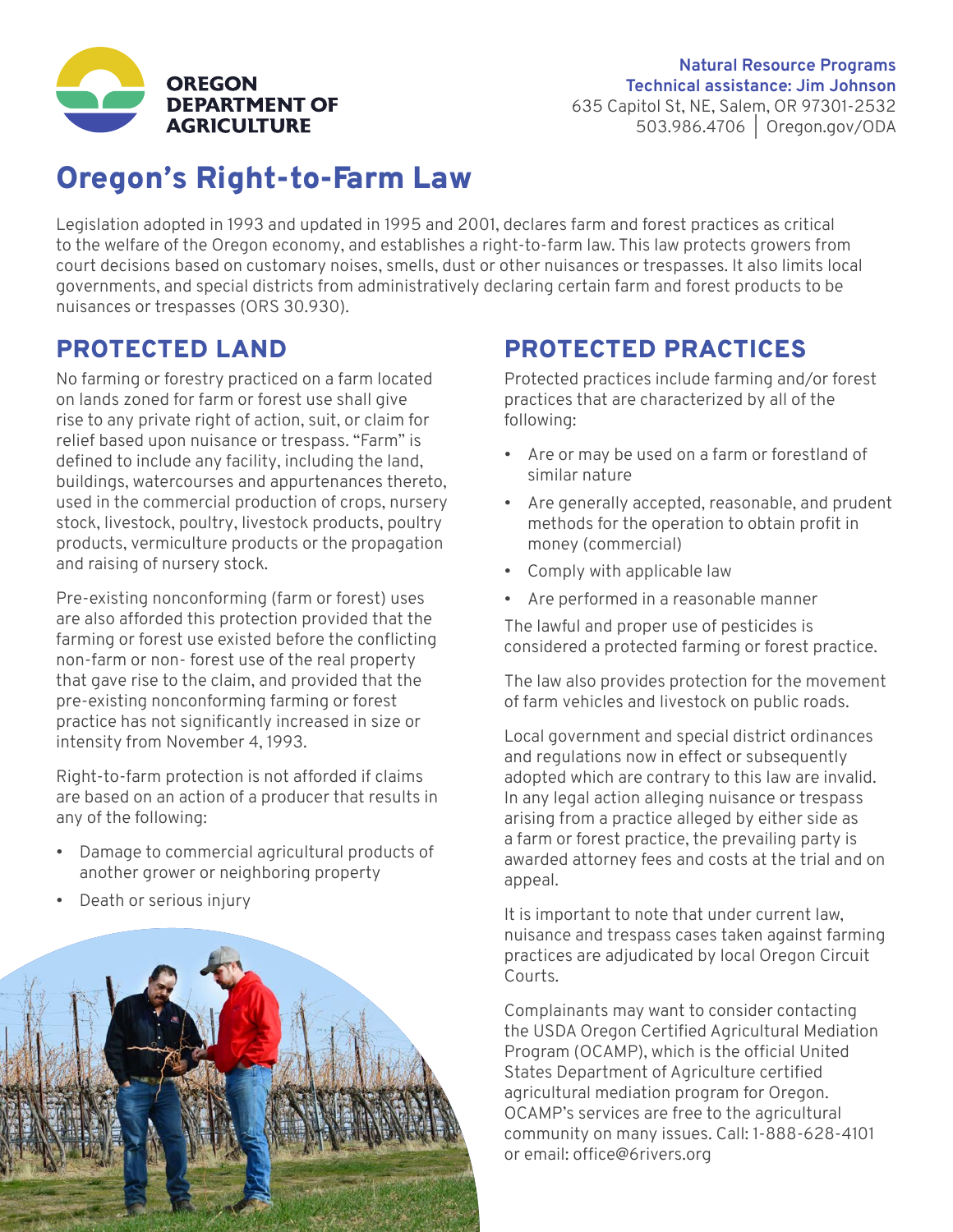**OREGON DEPARTMENT OF AGRICULTURE**

**Natural Resource Programs**
**Technical assistance: Jim Johnson**
635 Capitol St, NE, Salem, OR 97301-2532
503.986.4706 | Oregon.gov/ODA

# Oregon's Right-to-Farm Law

Legislation adopted in 1993 and updated in 1995 and 2001, declares farm and forest practices as critical to the welfare of the Oregon economy, and establishes a right-to-farm law. This law protects growers from court decisions based on customary noises, smells, dust or other nuisances or trespasses. It also limits local governments, and special districts from administratively declaring certain farm and forest products to be nuisances or trespasses (ORS 30.930).

## PROTECTED LAND

No farming or forestry practiced on a farm located on lands zoned for farm or forest use shall give rise to any private right of action, suit, or claim for relief based upon nuisance or trespass. "Farm" is defined to include any facility, including the land, buildings, watercourses and appurtenances thereto, used in the commercial production of crops, nursery stock, livestock, poultry, livestock products, poultry products, vermiculture products or the propagation and raising of nursery stock.

Pre-existing nonconforming (farm or forest) uses are also afforded this protection provided that the farming or forest use existed before the conflicting non-farm or non- forest use of the real property that gave rise to the claim, and provided that the pre-existing nonconforming farming or forest practice has not significantly increased in size or intensity from November 4, 1993.

Right-to-farm protection is not afforded if claims are based on an action of a producer that results in any of the following:

- Damage to commercial agricultural products of another grower or neighboring property
- Death or serious injury

## PROTECTED PRACTICES

Protected practices include farming and/or forest practices that are characterized by all of the following:

- Are or may be used on a farm or forestland of similar nature
- Are generally accepted, reasonable, and prudent methods for the operation to obtain profit in money (commercial)
- Comply with applicable law
- Are performed in a reasonable manner

The lawful and proper use of pesticides is considered a protected farming or forest practice.

The law also provides protection for the movement of farm vehicles and livestock on public roads.

Local government and special district ordinances and regulations now in effect or subsequently adopted which are contrary to this law are invalid. In any legal action alleging nuisance or trespass arising from a practice alleged by either side as a farm or forest practice, the prevailing party is awarded attorney fees and costs at the trial and on appeal.

It is important to note that under current law, nuisance and trespass cases taken against farming practices are adjudicated by local Oregon Circuit Courts.

Complainants may want to consider contacting the USDA Oregon Certified Agricultural Mediation Program (OCAMP), which is the official United States Department of Agriculture certified agricultural mediation program for Oregon. OCAMP's services are free to the agricultural community on many issues. Call: 1-888-628-4101 or email: office@6rivers.org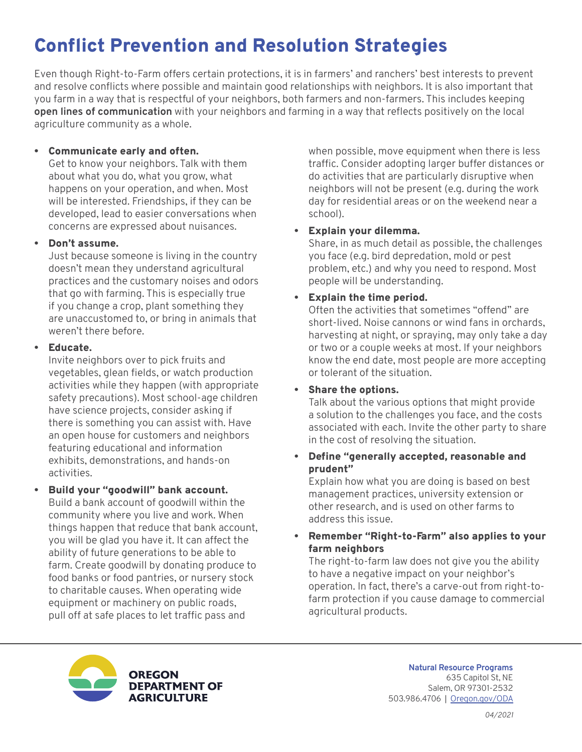# Conflict Prevention and Resolution Strategies

Even though Right-to-Farm offers certain protections, it is in farmers' and ranchers' best interests to prevent and resolve conflicts where possible and maintain good relationships with neighbors. It is also important that you farm in a way that is respectful of your neighbors, both farmers and non-farmers. This includes keeping **open lines of communication** with your neighbors and farming in a way that reflects positively on the local agriculture community as a whole.

- **Communicate early and often.**
  Get to know your neighbors. Talk with them about what you do, what you grow, what happens on your operation, and when. Most will be interested. Friendships, if they can be developed, lead to easier conversations when concerns are expressed about nuisances.
- **Don't assume.**
  Just because someone is living in the country doesn't mean they understand agricultural practices and the customary noises and odors that go with farming. This is especially true if you change a crop, plant something they are unaccustomed to, or bring in animals that weren't there before.
- **Educate.**
  Invite neighbors over to pick fruits and vegetables, glean fields, or watch production activities while they happen (with appropriate safety precautions). Most school-age children have science projects, consider asking if there is something you can assist with. Have an open house for customers and neighbors featuring educational and information exhibits, demonstrations, and hands-on activities.
- **Build your "goodwill" bank account.**
  Build a bank account of goodwill within the community where you live and work. When things happen that reduce that bank account, you will be glad you have it. It can affect the ability of future generations to be able to farm. Create goodwill by donating produce to food banks or food pantries, or nursery stock to charitable causes. When operating wide equipment or machinery on public roads, pull off at safe places to let traffic pass and when possible, move equipment when there is less traffic. Consider adopting larger buffer distances or do activities that are particularly disruptive when neighbors will not be present (e.g. during the work day for residential areas or on the weekend near a school).
- **Explain your dilemma.**
  Share, in as much detail as possible, the challenges you face (e.g. bird depredation, mold or pest problem, etc.) and why you need to respond. Most people will be understanding.
- **Explain the time period.**
  Often the activities that sometimes "offend" are short-lived. Noise cannons or wind fans in orchards, harvesting at night, or spraying, may only take a day or two or a couple weeks at most. If your neighbors know the end date, most people are more accepting or tolerant of the situation.
- **Share the options.**
  Talk about the various options that might provide a solution to the challenges you face, and the costs associated with each. Invite the other party to share in the cost of resolving the situation.
- **Define "generally accepted, reasonable and prudent"**
  Explain how what you are doing is based on best management practices, university extension or other research, and is used on other farms to address this issue.
- **Remember "Right-to-Farm" also applies to your farm neighbors**
  The right-to-farm law does not give you the ability to have a negative impact on your neighbor's operation. In fact, there's a carve-out from right-to-farm protection if you cause damage to commercial agricultural products.

OREGON DEPARTMENT OF AGRICULTURE

**Natural Resource Programs**
635 Capitol St, NE
Salem, OR 97301-2532
503.986.4706 | Oregon.gov/ODA

*04/2021*